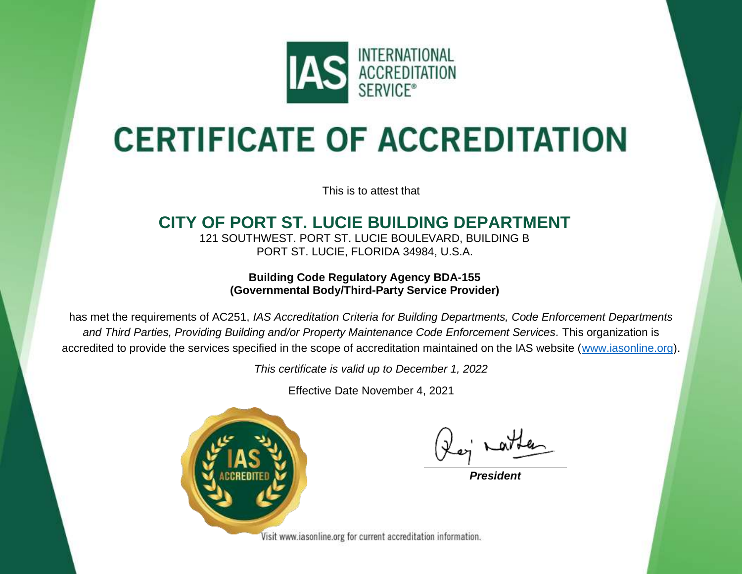INTERNATIONAL ACCREDITATION SERVICE®

# CERTIFICATE OF ACCREDITATION

This is to attest that

## CITY OF PORT ST. LUCIE BUILDING DEPARTMENT

121 SOUTHWEST. PORT ST. LUCIE BOULEVARD, BUILDING B
PORT ST. LUCIE, FLORIDA 34984, U.S.A.

**Building Code Regulatory Agency BDA-155**
**(Governmental Body/Third-Party Service Provider)**

has met the requirements of AC251, *IAS Accreditation Criteria for Building Departments, Code Enforcement Departments and Third Parties, Providing Building and/or Property Maintenance Code Enforcement Services.* This organization is accredited to provide the services specified in the scope of accreditation maintained on the IAS website (www.iasonline.org).

*This certificate is valid up to December 1, 2022*

Effective Date November 4, 2021

IAS ACCREDITED

***President***

Visit www.iasonline.org for current accreditation information.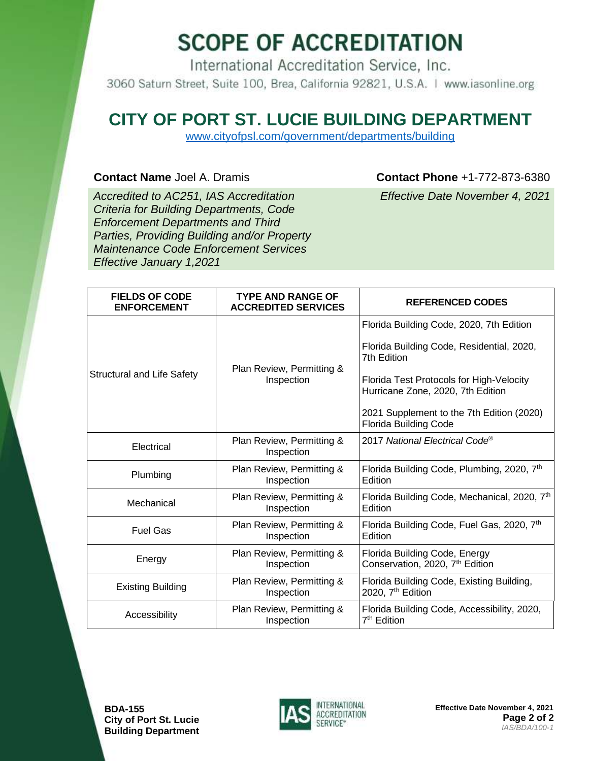# SCOPE OF ACCREDITATION

International Accreditation Service, Inc.

3060 Saturn Street, Suite 100, Brea, California 92821, U.S.A. | www.iasonline.org

# CITY OF PORT ST. LUCIE BUILDING DEPARTMENT

www.cityofpsl.com/government/departments/building

**Contact Name** Joel A. Dramis

**Contact Phone** +1-772-873-6380

*Accredited to AC251, IAS Accreditation Criteria for Building Departments, Code Enforcement Departments and Third Parties, Providing Building and/or Property Maintenance Code Enforcement Services Effective January 1,2021*

*Effective Date November 4, 2021*

| FIELDS OF CODE ENFORCEMENT | TYPE AND RANGE OF ACCREDITED SERVICES | REFERENCED CODES |
| --- | --- | --- |
| Structural and Life Safety | Plan Review, Permitting & Inspection | Florida Building Code, 2020, 7th Edition<br><br>Florida Building Code, Residential, 2020, 7th Edition<br><br>Florida Test Protocols for High-Velocity Hurricane Zone, 2020, 7th Edition<br><br>2021 Supplement to the 7th Edition (2020) Florida Building Code |
| Electrical | Plan Review, Permitting & Inspection | 2017 *National Electrical Code*® |
| Plumbing | Plan Review, Permitting & Inspection | Florida Building Code, Plumbing, 2020, 7th Edition |
| Mechanical | Plan Review, Permitting & Inspection | Florida Building Code, Mechanical, 2020, 7th Edition |
| Fuel Gas | Plan Review, Permitting & Inspection | Florida Building Code, Fuel Gas, 2020, 7th Edition |
| Energy | Plan Review, Permitting & Inspection | Florida Building Code, Energy Conservation, 2020, 7th Edition |
| Existing Building | Plan Review, Permitting & Inspection | Florida Building Code, Existing Building, 2020, 7th Edition |
| Accessibility | Plan Review, Permitting & Inspection | Florida Building Code, Accessibility, 2020, 7th Edition |

**BDA-155**
**City of Port St. Lucie Building Department**

**Effective Date November 4, 2021**

*IAS/BDA/100-1*